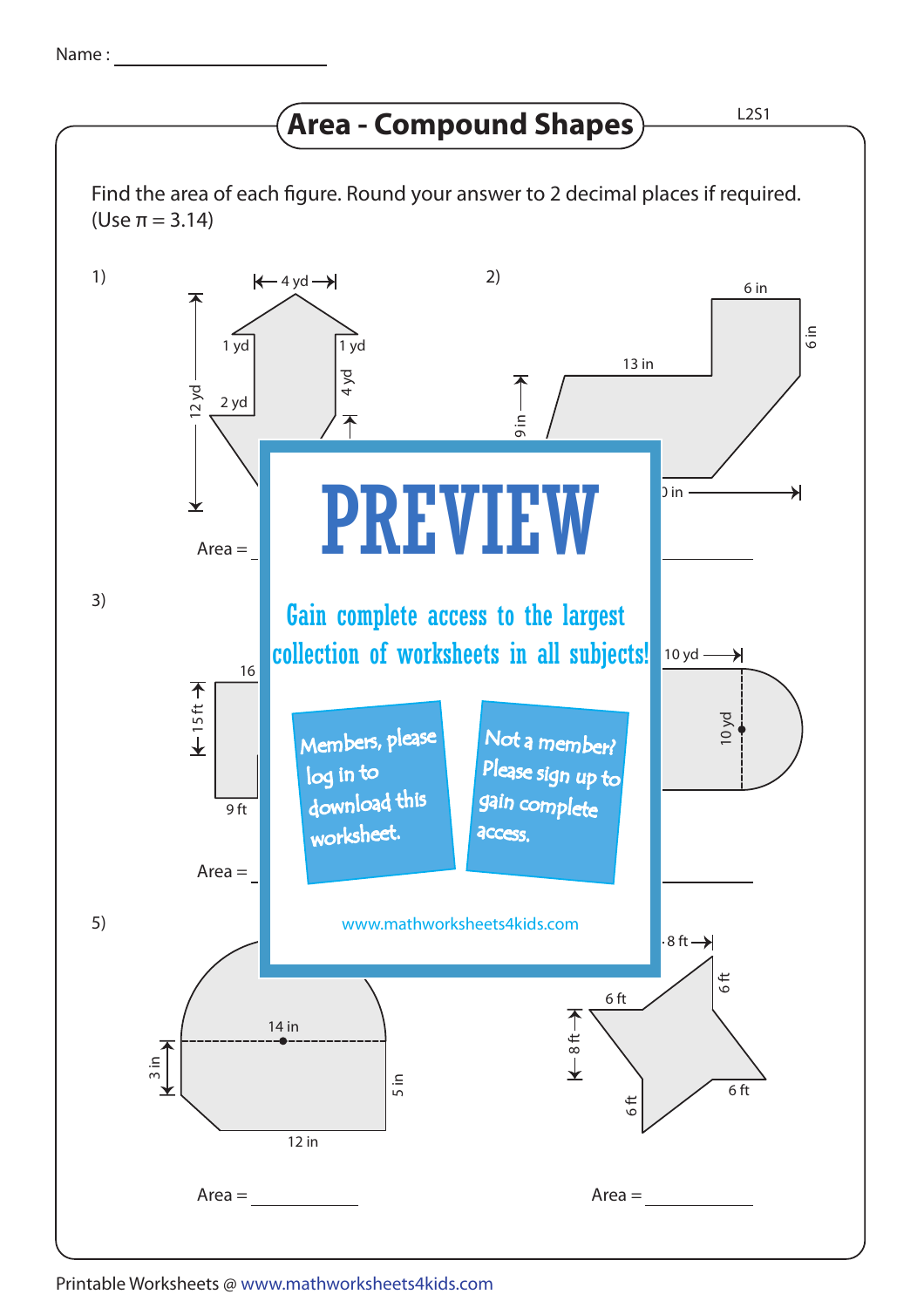Name : ___________________

# Area - Compound Shapes

L2S1

Find the area of each figure. Round your answer to 2 decimal places if required. (Use π = 3.14)

1)

4 yd, 1 yd, 1 yd, 12 yd, 2 yd, 4 yd

Area = ___________

2)

6 in, 6 in, 13 in, 9 in, in

Area = ___________

3)

16, 15 ft, 9 ft

Area = ___________

4)

10 yd, 10 yd

Area = ___________

5)

14 in, 3 in, 5 in, 12 in

Area = ___________

6)

8 ft, 6 ft, 6 ft, 8 ft, 6 ft, 6 ft

Area = ___________

**PREVIEW**

Gain complete access to the largest collection of worksheets in all subjects!

Members, please log in to download this worksheet.

Not a member? Please sign up to gain complete access.

www.mathworksheets4kids.com

Printable Worksheets @ www.mathworksheets4kids.com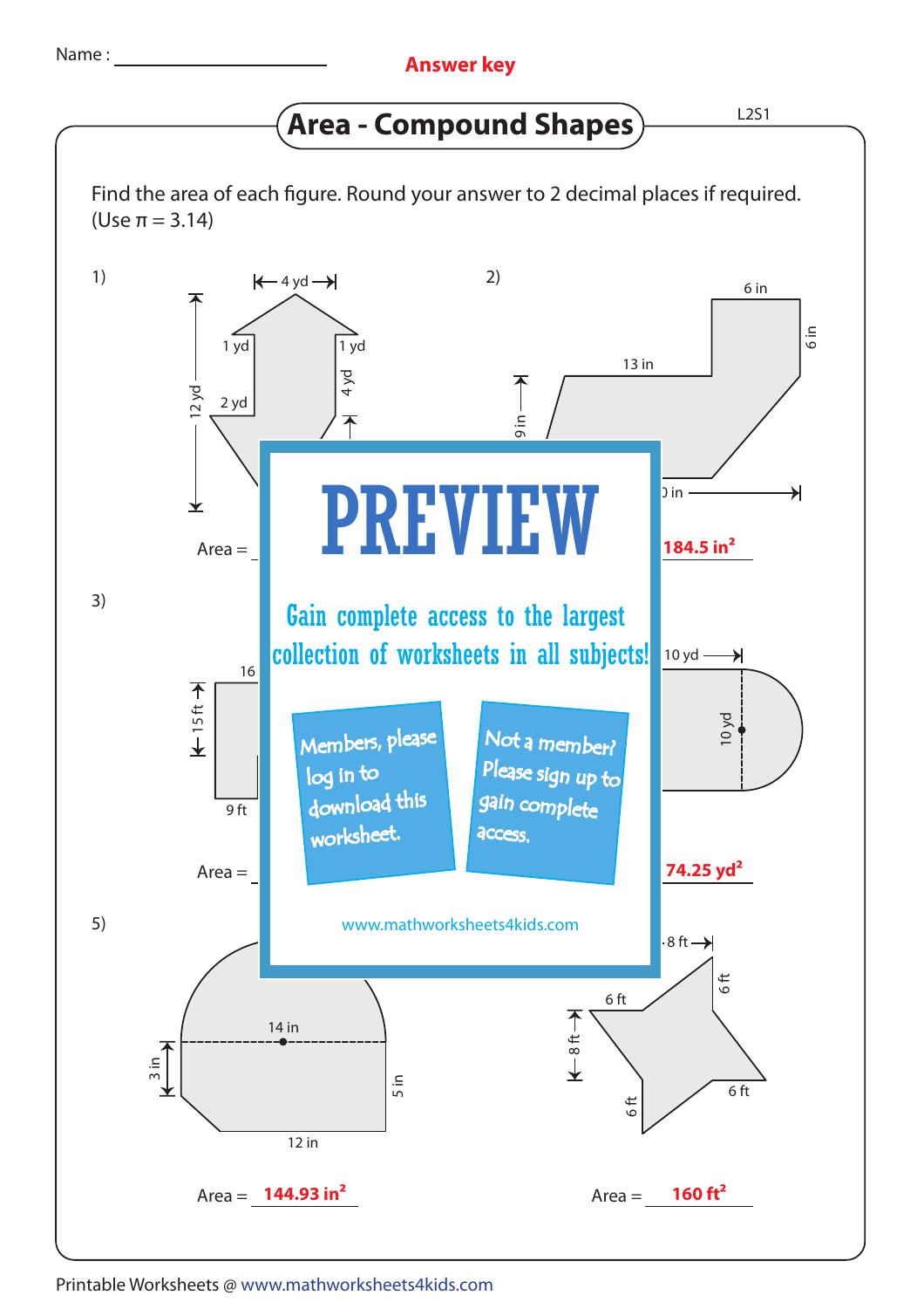Name : ____________

**Answer key**

# Area - Compound Shapes

L2S1

Find the area of each figure. Round your answer to 2 decimal places if required. (Use $\pi = 3.14$)

1)

4 yd

1 yd

1 yd

12 yd

2 yd

4 yd

Area = ____

2)

6 in

6 in

13 in

9 in

0 in

**184.5 in²**

3)

16

15 ft

9 ft

Area = ____

10 yd

10 yd

**74.25 yd²**

PREVIEW

Gain complete access to the largest collection of worksheets in all subjects!

Members, please log in to download this worksheet.

Not a member? Please sign up to gain complete access.

www.mathworksheets4kids.com

5)

14 in

3 in

5 in

12 in

Area = **144.93 in²**

8 ft

6 ft

6 ft

8 ft

6 ft

6 ft

Area = **160 ft²**

Printable Worksheets @ www.mathworksheets4kids.com